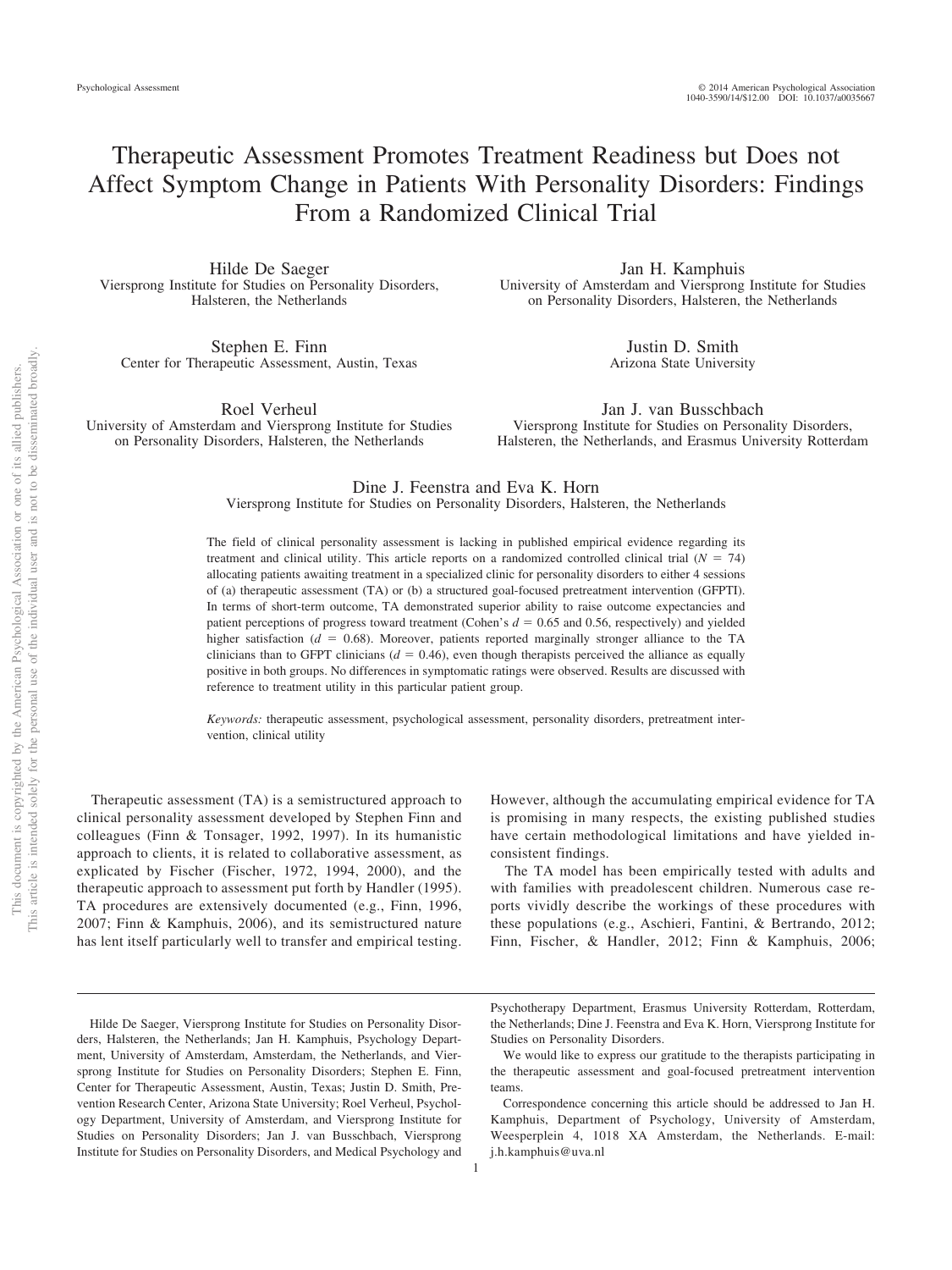# Therapeutic Assessment Promotes Treatment Readiness but Does not Affect Symptom Change in Patients With Personality Disorders: Findings From a Randomized Clinical Trial

Hilde De Saeger
Viersprong Institute for Studies on Personality Disorders, Halsteren, the Netherlands

Jan H. Kamphuis
University of Amsterdam and Viersprong Institute for Studies on Personality Disorders, Halsteren, the Netherlands

Stephen E. Finn
Center for Therapeutic Assessment, Austin, Texas

Justin D. Smith
Arizona State University

Roel Verheul
University of Amsterdam and Viersprong Institute for Studies on Personality Disorders, Halsteren, the Netherlands

Jan J. van Busschbach
Viersprong Institute for Studies on Personality Disorders, Halsteren, the Netherlands, and Erasmus University Rotterdam

Dine J. Feenstra and Eva K. Horn
Viersprong Institute for Studies on Personality Disorders, Halsteren, the Netherlands

The field of clinical personality assessment is lacking in published empirical evidence regarding its treatment and clinical utility. This article reports on a randomized controlled clinical trial ($N = 74$) allocating patients awaiting treatment in a specialized clinic for personality disorders to either 4 sessions of (a) therapeutic assessment (TA) or (b) a structured goal-focused pretreatment intervention (GFPTI). In terms of short-term outcome, TA demonstrated superior ability to raise outcome expectancies and patient perceptions of progress toward treatment (Cohen's $d = 0.65$ and $0.56$, respectively) and yielded higher satisfaction ($d = 0.68$). Moreover, patients reported marginally stronger alliance to the TA clinicians than to GFPT clinicians ($d = 0.46$), even though therapists perceived the alliance as equally positive in both groups. No differences in symptomatic ratings were observed. Results are discussed with reference to treatment utility in this particular patient group.

*Keywords:* therapeutic assessment, psychological assessment, personality disorders, pretreatment intervention, clinical utility

Therapeutic assessment (TA) is a semistructured approach to clinical personality assessment developed by Stephen Finn and colleagues (Finn & Tonsager, 1992, 1997). In its humanistic approach to clients, it is related to collaborative assessment, as explicated by Fischer (Fischer, 1972, 1994, 2000), and the therapeutic approach to assessment put forth by Handler (1995). TA procedures are extensively documented (e.g., Finn, 1996, 2007; Finn & Kamphuis, 2006), and its semistructured nature has lent itself particularly well to transfer and empirical testing. However, although the accumulating empirical evidence for TA is promising in many respects, the existing published studies have certain methodological limitations and have yielded inconsistent findings.

The TA model has been empirically tested with adults and with families with preadolescent children. Numerous case reports vividly describe the workings of these procedures with these populations (e.g., Aschieri, Fantini, & Bertrando, 2012; Finn, Fischer, & Handler, 2012; Finn & Kamphuis, 2006;

Hilde De Saeger, Viersprong Institute for Studies on Personality Disorders, Halsteren, the Netherlands; Jan H. Kamphuis, Psychology Department, University of Amsterdam, Amsterdam, the Netherlands, and Viersprong Institute for Studies on Personality Disorders; Stephen E. Finn, Center for Therapeutic Assessment, Austin, Texas; Justin D. Smith, Prevention Research Center, Arizona State University; Roel Verheul, Psychology Department, University of Amsterdam, and Viersprong Institute for Studies on Personality Disorders; Jan J. van Busschbach, Viersprong Institute for Studies on Personality Disorders, and Medical Psychology and Psychotherapy Department, Erasmus University Rotterdam, Rotterdam, the Netherlands; Dine J. Feenstra and Eva K. Horn, Viersprong Institute for Studies on Personality Disorders.

We would like to express our gratitude to the therapists participating in the therapeutic assessment and goal-focused pretreatment intervention teams.

Correspondence concerning this article should be addressed to Jan H. Kamphuis, Department of Psychology, University of Amsterdam, Weesperplein 4, 1018 XA Amsterdam, the Netherlands. E-mail: j.h.kamphuis@uva.nl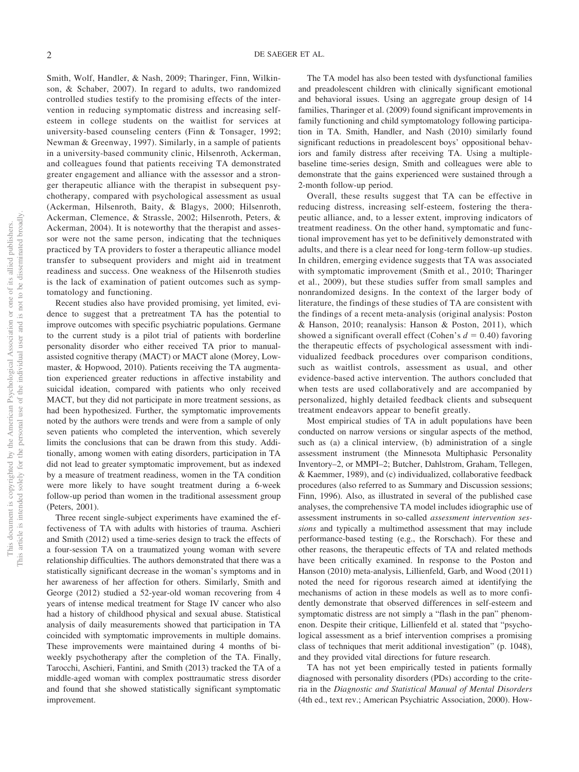Smith, Wolf, Handler, & Nash, 2009; Tharinger, Finn, Wilkinson, & Schaber, 2007). In regard to adults, two randomized controlled studies testify to the promising effects of the intervention in reducing symptomatic distress and increasing self-esteem in college students on the waitlist for services at university-based counseling centers (Finn & Tonsager, 1992; Newman & Greenway, 1997). Similarly, in a sample of patients in a university-based community clinic, Hilsenroth, Ackerman, and colleagues found that patients receiving TA demonstrated greater engagement and alliance with the assessor and a stronger therapeutic alliance with the therapist in subsequent psychotherapy, compared with psychological assessment as usual (Ackerman, Hilsenroth, Baity, & Blagys, 2000; Hilsenroth, Ackerman, Clemence, & Strassle, 2002; Hilsenroth, Peters, & Ackerman, 2004). It is noteworthy that the therapist and assessor were not the same person, indicating that the techniques practiced by TA providers to foster a therapeutic alliance model transfer to subsequent providers and might aid in treatment readiness and success. One weakness of the Hilsenroth studies is the lack of examination of patient outcomes such as symptomatology and functioning.

Recent studies also have provided promising, yet limited, evidence to suggest that a pretreatment TA has the potential to improve outcomes with specific psychiatric populations. Germane to the current study is a pilot trial of patients with borderline personality disorder who either received TA prior to manual-assisted cognitive therapy (MACT) or MACT alone (Morey, Lowmaster, & Hopwood, 2010). Patients receiving the TA augmentation experienced greater reductions in affective instability and suicidal ideation, compared with patients who only received MACT, but they did not participate in more treatment sessions, as had been hypothesized. Further, the symptomatic improvements noted by the authors were trends and were from a sample of only seven patients who completed the intervention, which severely limits the conclusions that can be drawn from this study. Additionally, among women with eating disorders, participation in TA did not lead to greater symptomatic improvement, but as indexed by a measure of treatment readiness, women in the TA condition were more likely to have sought treatment during a 6-week follow-up period than women in the traditional assessment group (Peters, 2001).

Three recent single-subject experiments have examined the effectiveness of TA with adults with histories of trauma. Aschieri and Smith (2012) used a time-series design to track the effects of a four-session TA on a traumatized young woman with severe relationship difficulties. The authors demonstrated that there was a statistically significant decrease in the woman's symptoms and in her awareness of her affection for others. Similarly, Smith and George (2012) studied a 52-year-old woman recovering from 4 years of intense medical treatment for Stage IV cancer who also had a history of childhood physical and sexual abuse. Statistical analysis of daily measurements showed that participation in TA coincided with symptomatic improvements in multiple domains. These improvements were maintained during 4 months of biweekly psychotherapy after the completion of the TA. Finally, Tarocchi, Aschieri, Fantini, and Smith (2013) tracked the TA of a middle-aged woman with complex posttraumatic stress disorder and found that she showed statistically significant symptomatic improvement.

The TA model has also been tested with dysfunctional families and preadolescent children with clinically significant emotional and behavioral issues. Using an aggregate group design of 14 families, Tharinger et al. (2009) found significant improvements in family functioning and child symptomatology following participation in TA. Smith, Handler, and Nash (2010) similarly found significant reductions in preadolescent boys' oppositional behaviors and family distress after receiving TA. Using a multiple-baseline time-series design, Smith and colleagues were able to demonstrate that the gains experienced were sustained through a 2-month follow-up period.

Overall, these results suggest that TA can be effective in reducing distress, increasing self-esteem, fostering the therapeutic alliance, and, to a lesser extent, improving indicators of treatment readiness. On the other hand, symptomatic and functional improvement has yet to be definitively demonstrated with adults, and there is a clear need for long-term follow-up studies. In children, emerging evidence suggests that TA was associated with symptomatic improvement (Smith et al., 2010; Tharinger et al., 2009), but these studies suffer from small samples and nonrandomized designs. In the context of the larger body of literature, the findings of these studies of TA are consistent with the findings of a recent meta-analysis (original analysis: Poston & Hanson, 2010; reanalysis: Hanson & Poston, 2011), which showed a significant overall effect (Cohen's $d = 0.40$) favoring the therapeutic effects of psychological assessment with individualized feedback procedures over comparison conditions, such as waitlist controls, assessment as usual, and other evidence-based active intervention. The authors concluded that when tests are used collaboratively and are accompanied by personalized, highly detailed feedback clients and subsequent treatment endeavors appear to benefit greatly.

Most empirical studies of TA in adult populations have been conducted on narrow versions or singular aspects of the method, such as (a) a clinical interview, (b) administration of a single assessment instrument (the Minnesota Multiphasic Personality Inventory–2, or MMPI–2; Butcher, Dahlstrom, Graham, Tellegen, & Kaemmer, 1989), and (c) individualized, collaborative feedback procedures (also referred to as Summary and Discussion sessions; Finn, 1996). Also, as illustrated in several of the published case analyses, the comprehensive TA model includes idiographic use of assessment instruments in so-called *assessment intervention sessions* and typically a multimethod assessment that may include performance-based testing (e.g., the Rorschach). For these and other reasons, the therapeutic effects of TA and related methods have been critically examined. In response to the Poston and Hanson (2010) meta-analysis, Lillienfeld, Garb, and Wood (2011) noted the need for rigorous research aimed at identifying the mechanisms of action in these models as well as to more confidently demonstrate that observed differences in self-esteem and symptomatic distress are not simply a "flash in the pan" phenomenon. Despite their critique, Lillienfeld et al. stated that "psychological assessment as a brief intervention comprises a promising class of techniques that merit additional investigation" (p. 1048), and they provided vital directions for future research.

TA has not yet been empirically tested in patients formally diagnosed with personality disorders (PDs) according to the criteria in the *Diagnostic and Statistical Manual of Mental Disorders* (4th ed., text rev.; American Psychiatric Association, 2000). How-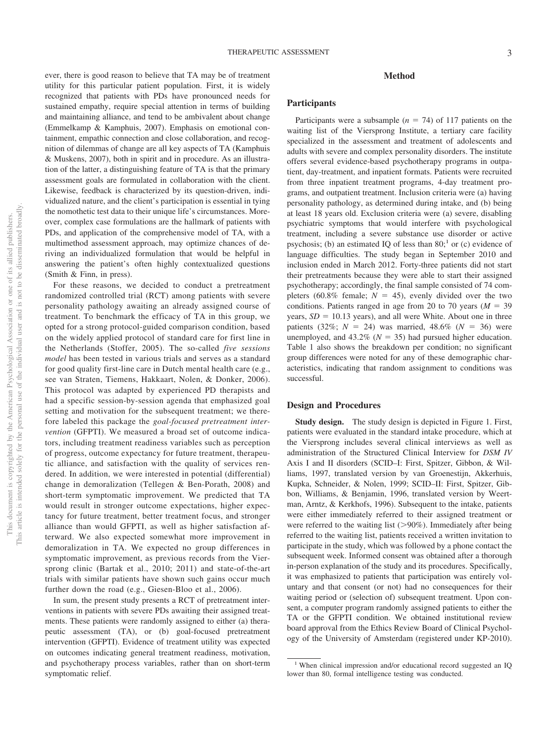ever, there is good reason to believe that TA may be of treatment utility for this particular patient population. First, it is widely recognized that patients with PDs have pronounced needs for sustained empathy, require special attention in terms of building and maintaining alliance, and tend to be ambivalent about change (Emmelkamp & Kamphuis, 2007). Emphasis on emotional containment, empathic connection and close collaboration, and recognition of dilemmas of change are all key aspects of TA (Kamphuis & Muskens, 2007), both in spirit and in procedure. As an illustration of the latter, a distinguishing feature of TA is that the primary assessment goals are formulated in collaboration with the client. Likewise, feedback is characterized by its question-driven, individualized nature, and the client's participation is essential in tying the nomothetic test data to their unique life's circumstances. Moreover, complex case formulations are the hallmark of patients with PDs, and application of the comprehensive model of TA, with a multimethod assessment approach, may optimize chances of deriving an individualized formulation that would be helpful in answering the patient's often highly contextualized questions (Smith & Finn, in press).

For these reasons, we decided to conduct a pretreatment randomized controlled trial (RCT) among patients with severe personality pathology awaiting an already assigned course of treatment. To benchmark the efficacy of TA in this group, we opted for a strong protocol-guided comparison condition, based on the widely applied protocol of standard care for first line in the Netherlands (Stoffer, 2005). The so-called *five sessions model* has been tested in various trials and serves as a standard for good quality first-line care in Dutch mental health care (e.g., see van Straten, Tiemens, Hakkaart, Nolen, & Donker, 2006). This protocol was adapted by experienced PD therapists and had a specific session-by-session agenda that emphasized goal setting and motivation for the subsequent treatment; we therefore labeled this package the *goal-focused pretreatment intervention* (GFPTI). We measured a broad set of outcome indicators, including treatment readiness variables such as perception of progress, outcome expectancy for future treatment, therapeutic alliance, and satisfaction with the quality of services rendered. In addition, we were interested in potential (differential) change in demoralization (Tellegen & Ben-Porath, 2008) and short-term symptomatic improvement. We predicted that TA would result in stronger outcome expectations, higher expectancy for future treatment, better treatment focus, and stronger alliance than would GFPTI, as well as higher satisfaction afterward. We also expected somewhat more improvement in demoralization in TA. We expected no group differences in symptomatic improvement, as previous records from the Viersprong clinic (Bartak et al., 2010; 2011) and state-of-the-art trials with similar patients have shown such gains occur much further down the road (e.g., Giesen-Bloo et al., 2006).

In sum, the present study presents a RCT of pretreatment interventions in patients with severe PDs awaiting their assigned treatments. These patients were randomly assigned to either (a) therapeutic assessment (TA), or (b) goal-focused pretreatment intervention (GFPTI). Evidence of treatment utility was expected on outcomes indicating general treatment readiness, motivation, and psychotherapy process variables, rather than on short-term symptomatic relief.

## Method

### Participants

Participants were a subsample ($n = 74$) of 117 patients on the waiting list of the Viersprong Institute, a tertiary care facility specialized in the assessment and treatment of adolescents and adults with severe and complex personality disorders. The institute offers several evidence-based psychotherapy programs in outpatient, day-treatment, and inpatient formats. Patients were recruited from three inpatient treatment programs, 4-day treatment programs, and outpatient treatment. Inclusion criteria were (a) having personality pathology, as determined during intake, and (b) being at least 18 years old. Exclusion criteria were (a) severe, disabling psychiatric symptoms that would interfere with psychological treatment, including a severe substance use disorder or active psychosis; (b) an estimated IQ of less than 80;[1] or (c) evidence of language difficulties. The study began in September 2010 and inclusion ended in March 2012. Forty-three patients did not start their pretreatments because they were able to start their assigned psychotherapy; accordingly, the final sample consisted of 74 completers (60.8% female; $N = 45$), evenly divided over the two conditions. Patients ranged in age from 20 to 70 years ($M = 39$ years, $SD = 10.13$ years), and all were White. About one in three patients (32%; $N = 24$) was married, 48.6% ($N = 36$) were unemployed, and 43.2% ($N = 35$) had pursued higher education. Table 1 also shows the breakdown per condition; no significant group differences were noted for any of these demographic characteristics, indicating that random assignment to conditions was successful.

### Design and Procedures

**Study design.** The study design is depicted in Figure 1. First, patients were evaluated in the standard intake procedure, which at the Viersprong includes several clinical interviews as well as administration of the Structured Clinical Interview for *DSM IV* Axis I and II disorders (SCID–I: First, Spitzer, Gibbon, & Williams, 1997, translated version by van Groenestijn, Akkerhuis, Kupka, Schneider, & Nolen, 1999; SCID–II: First, Spitzer, Gibbon, Williams, & Benjamin, 1996, translated version by Weertman, Arntz, & Kerkhofs, 1996). Subsequent to the intake, patients were either immediately referred to their assigned treatment or were referred to the waiting list (>90%). Immediately after being referred to the waiting list, patients received a written invitation to participate in the study, which was followed by a phone contact the subsequent week. Informed consent was obtained after a thorough in-person explanation of the study and its procedures. Specifically, it was emphasized to patients that participation was entirely voluntary and that consent (or not) had no consequences for their waiting period or (selection of) subsequent treatment. Upon consent, a computer program randomly assigned patients to either the TA or the GFPTI condition. We obtained institutional review board approval from the Ethics Review Board of Clinical Psychology of the University of Amsterdam (registered under KP-2010).

[1] When clinical impression and/or educational record suggested an IQ lower than 80, formal intelligence testing was conducted.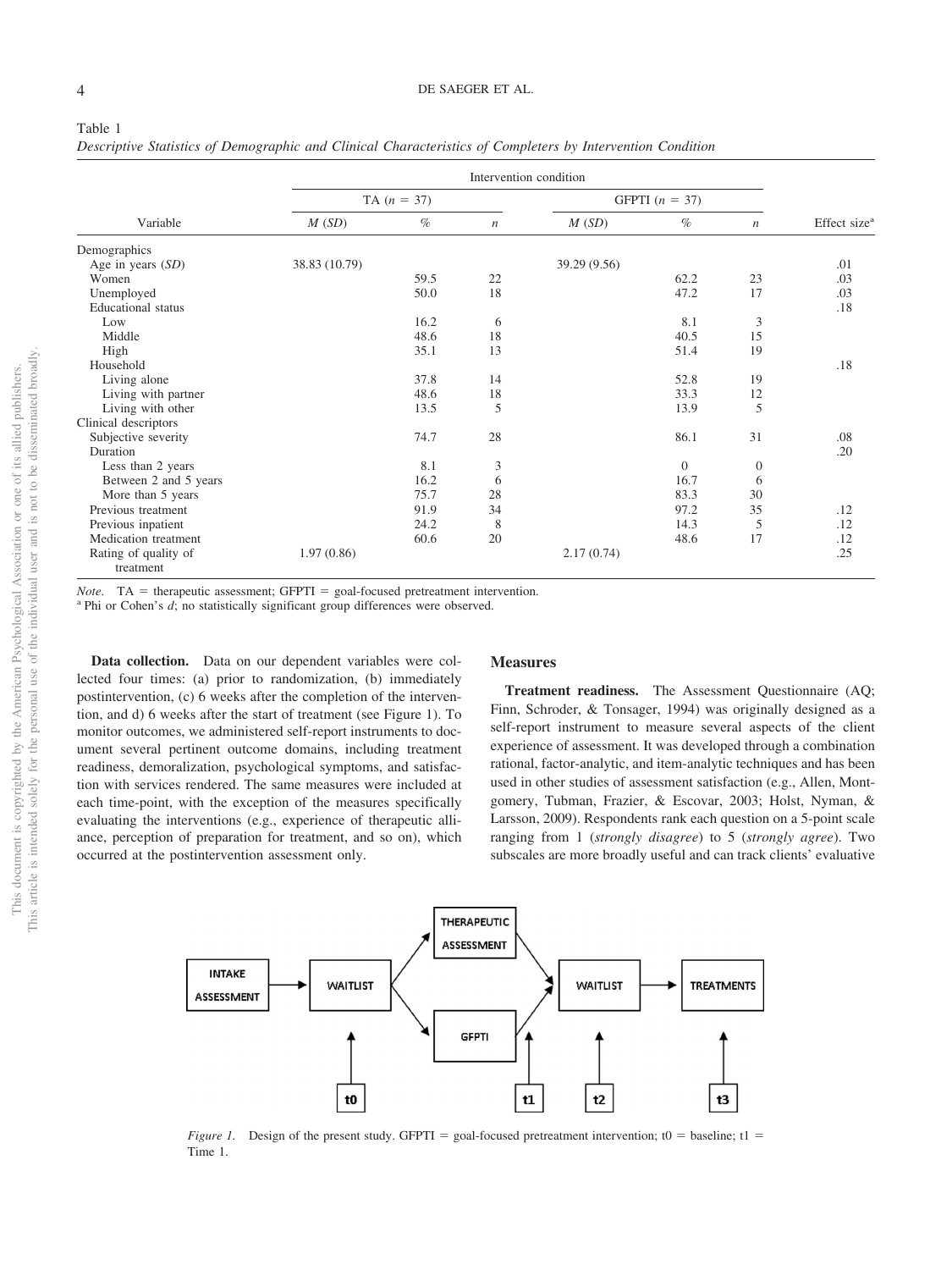Table 1

*Descriptive Statistics of Demographic and Clinical Characteristics of Completers by Intervention Condition*

| Variable | TA ($n$ = 37) | | | GFPTI ($n$ = 37) | | | Effect size[a] |
|---|---|---|---|---|---|---|---|
| | *M* (*SD*) | % | *n* | *M* (*SD*) | % | *n* | |
| Demographics | | | | | | | |
| Age in years (*SD*) | 38.83 (10.79) | | | 39.29 (9.56) | | | .01 |
| Women | | 59.5 | 22 | | 62.2 | 23 | .03 |
| Unemployed | | 50.0 | 18 | | 47.2 | 17 | .03 |
| Educational status | | | | | | | .18 |
| Low | | 16.2 | 6 | | 8.1 | 3 | |
| Middle | | 48.6 | 18 | | 40.5 | 15 | |
| High | | 35.1 | 13 | | 51.4 | 19 | |
| Household | | | | | | | .18 |
| Living alone | | 37.8 | 14 | | 52.8 | 19 | |
| Living with partner | | 48.6 | 18 | | 33.3 | 12 | |
| Living with other | | 13.5 | 5 | | 13.9 | 5 | |
| Clinical descriptors | | | | | | | |
| Subjective severity | | 74.7 | 28 | | 86.1 | 31 | .08 |
| Duration | | | | | | | .20 |
| Less than 2 years | | 8.1 | 3 | | 0 | 0 | |
| Between 2 and 5 years | | 16.2 | 6 | | 16.7 | 6 | |
| More than 5 years | | 75.7 | 28 | | 83.3 | 30 | |
| Previous treatment | | 91.9 | 34 | | 97.2 | 35 | .12 |
| Previous inpatient | | 24.2 | 8 | | 14.3 | 5 | .12 |
| Medication treatment | | 60.6 | 20 | | 48.6 | 17 | .12 |
| Rating of quality of treatment | 1.97 (0.86) | | | 2.17 (0.74) | | | .25 |

*Note*. TA = therapeutic assessment; GFPTI = goal-focused pretreatment intervention.
[a] Phi or Cohen's *d*; no statistically significant group differences were observed.

**Data collection.** Data on our dependent variables were collected four times: (a) prior to randomization, (b) immediately postintervention, (c) 6 weeks after the completion of the intervention, and d) 6 weeks after the start of treatment (see Figure 1). To monitor outcomes, we administered self-report instruments to document several pertinent outcome domains, including treatment readiness, demoralization, psychological symptoms, and satisfaction with services rendered. The same measures were included at each time-point, with the exception of the measures specifically evaluating the interventions (e.g., experience of therapeutic alliance, perception of preparation for treatment, and so on), which occurred at the postintervention assessment only.

## Measures

**Treatment readiness.** The Assessment Questionnaire (AQ; Finn, Schroder, & Tonsager, 1994) was originally designed as a self-report instrument to measure several aspects of the client experience of assessment. It was developed through a combination rational, factor-analytic, and item-analytic techniques and has been used in other studies of assessment satisfaction (e.g., Allen, Montgomery, Tubman, Frazier, & Escovar, 2003; Holst, Nyman, & Larsson, 2009). Respondents rank each question on a 5-point scale ranging from 1 (*strongly disagree*) to 5 (*strongly agree*). Two subscales are more broadly useful and can track clients' evaluative

*Figure 1.* Design of the present study. GFPTI = goal-focused pretreatment intervention; t0 = baseline; t1 = Time 1.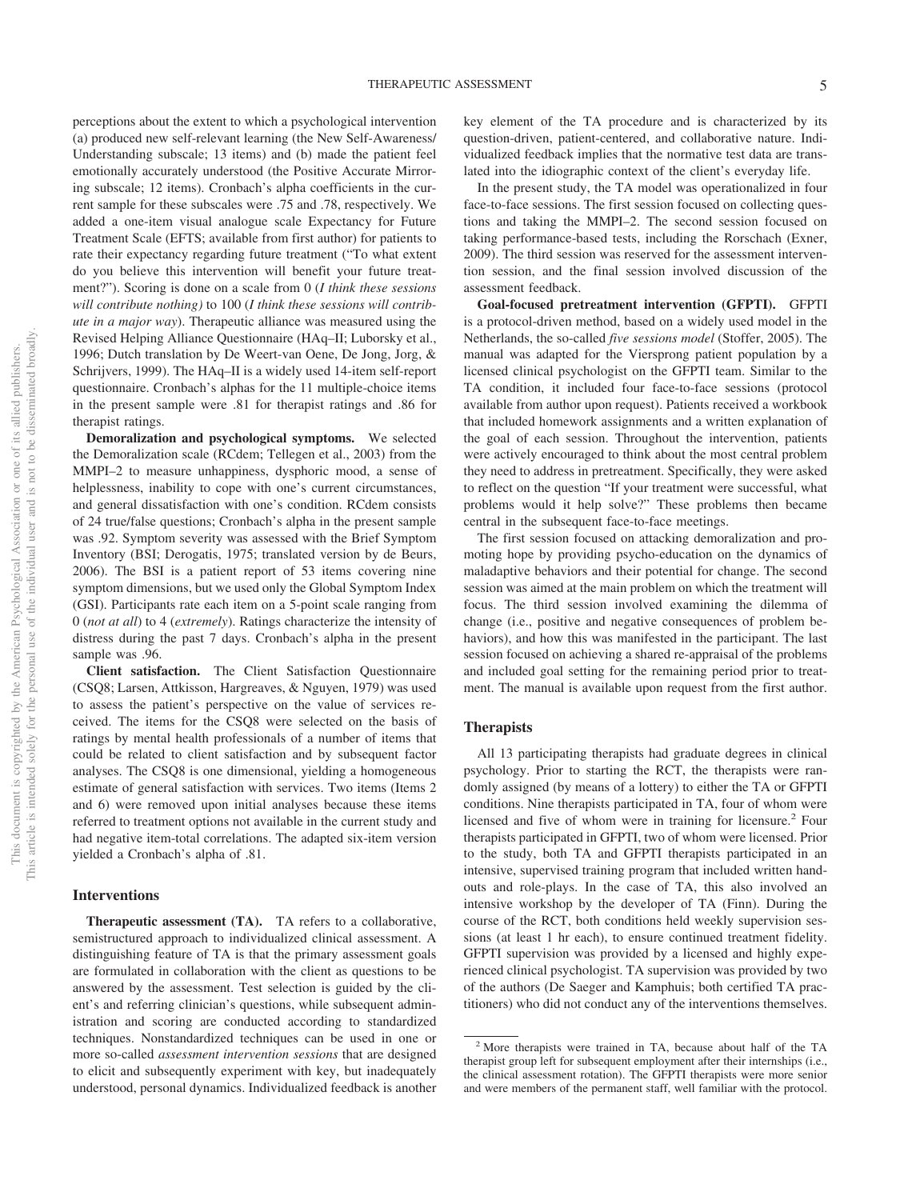perceptions about the extent to which a psychological intervention (a) produced new self-relevant learning (the New Self-Awareness/Understanding subscale; 13 items) and (b) made the patient feel emotionally accurately understood (the Positive Accurate Mirroring subscale; 12 items). Cronbach's alpha coefficients in the current sample for these subscales were .75 and .78, respectively. We added a one-item visual analogue scale Expectancy for Future Treatment Scale (EFTS; available from first author) for patients to rate their expectancy regarding future treatment ("To what extent do you believe this intervention will benefit your future treatment?"). Scoring is done on a scale from 0 (*I think these sessions will contribute nothing)* to 100 (*I think these sessions will contribute in a major way*). Therapeutic alliance was measured using the Revised Helping Alliance Questionnaire (HAq–II; Luborsky et al., 1996; Dutch translation by De Weert-van Oene, De Jong, Jorg, & Schrijvers, 1999). The HAq–II is a widely used 14-item self-report questionnaire. Cronbach's alphas for the 11 multiple-choice items in the present sample were .81 for therapist ratings and .86 for therapist ratings.

**Demoralization and psychological symptoms.** We selected the Demoralization scale (RCdem; Tellegen et al., 2003) from the MMPI–2 to measure unhappiness, dysphoric mood, a sense of helplessness, inability to cope with one's current circumstances, and general dissatisfaction with one's condition. RCdem consists of 24 true/false questions; Cronbach's alpha in the present sample was .92. Symptom severity was assessed with the Brief Symptom Inventory (BSI; Derogatis, 1975; translated version by de Beurs, 2006). The BSI is a patient report of 53 items covering nine symptom dimensions, but we used only the Global Symptom Index (GSI). Participants rate each item on a 5-point scale ranging from 0 (*not at all*) to 4 (*extremely*). Ratings characterize the intensity of distress during the past 7 days. Cronbach's alpha in the present sample was .96.

**Client satisfaction.** The Client Satisfaction Questionnaire (CSQ8; Larsen, Attkisson, Hargreaves, & Nguyen, 1979) was used to assess the patient's perspective on the value of services received. The items for the CSQ8 were selected on the basis of ratings by mental health professionals of a number of items that could be related to client satisfaction and by subsequent factor analyses. The CSQ8 is one dimensional, yielding a homogeneous estimate of general satisfaction with services. Two items (Items 2 and 6) were removed upon initial analyses because these items referred to treatment options not available in the current study and had negative item-total correlations. The adapted six-item version yielded a Cronbach's alpha of .81.

## Interventions

**Therapeutic assessment (TA).** TA refers to a collaborative, semistructured approach to individualized clinical assessment. A distinguishing feature of TA is that the primary assessment goals are formulated in collaboration with the client as questions to be answered by the assessment. Test selection is guided by the client's and referring clinician's questions, while subsequent administration and scoring are conducted according to standardized techniques. Nonstandardized techniques can be used in one or more so-called *assessment intervention sessions* that are designed to elicit and subsequently experiment with key, but inadequately understood, personal dynamics. Individualized feedback is another key element of the TA procedure and is characterized by its question-driven, patient-centered, and collaborative nature. Individualized feedback implies that the normative test data are translated into the idiographic context of the client's everyday life.

In the present study, the TA model was operationalized in four face-to-face sessions. The first session focused on collecting questions and taking the MMPI–2. The second session focused on taking performance-based tests, including the Rorschach (Exner, 2009). The third session was reserved for the assessment intervention session, and the final session involved discussion of the assessment feedback.

**Goal-focused pretreatment intervention (GFPTI).** GFPTI is a protocol-driven method, based on a widely used model in the Netherlands, the so-called *five sessions model* (Stoffer, 2005). The manual was adapted for the Viersprong patient population by a licensed clinical psychologist on the GFPTI team. Similar to the TA condition, it included four face-to-face sessions (protocol available from author upon request). Patients received a workbook that included homework assignments and a written explanation of the goal of each session. Throughout the intervention, patients were actively encouraged to think about the most central problem they need to address in pretreatment. Specifically, they were asked to reflect on the question "If your treatment were successful, what problems would it help solve?" These problems then became central in the subsequent face-to-face meetings.

The first session focused on attacking demoralization and promoting hope by providing psycho-education on the dynamics of maladaptive behaviors and their potential for change. The second session was aimed at the main problem on which the treatment will focus. The third session involved examining the dilemma of change (i.e., positive and negative consequences of problem behaviors), and how this was manifested in the participant. The last session focused on achieving a shared re-appraisal of the problems and included goal setting for the remaining period prior to treatment. The manual is available upon request from the first author.

## Therapists

All 13 participating therapists had graduate degrees in clinical psychology. Prior to starting the RCT, the therapists were randomly assigned (by means of a lottery) to either the TA or GFPTI conditions. Nine therapists participated in TA, four of whom were licensed and five of whom were in training for licensure.[2] Four therapists participated in GFPTI, two of whom were licensed. Prior to the study, both TA and GFPTI therapists participated in an intensive, supervised training program that included written handouts and role-plays. In the case of TA, this also involved an intensive workshop by the developer of TA (Finn). During the course of the RCT, both conditions held weekly supervision sessions (at least 1 hr each), to ensure continued treatment fidelity. GFPTI supervision was provided by a licensed and highly experienced clinical psychologist. TA supervision was provided by two of the authors (De Saeger and Kamphuis; both certified TA practitioners) who did not conduct any of the interventions themselves.

[2] More therapists were trained in TA, because about half of the TA therapist group left for subsequent employment after their internships (i.e., the clinical assessment rotation). The GFPTI therapists were more senior and were members of the permanent staff, well familiar with the protocol.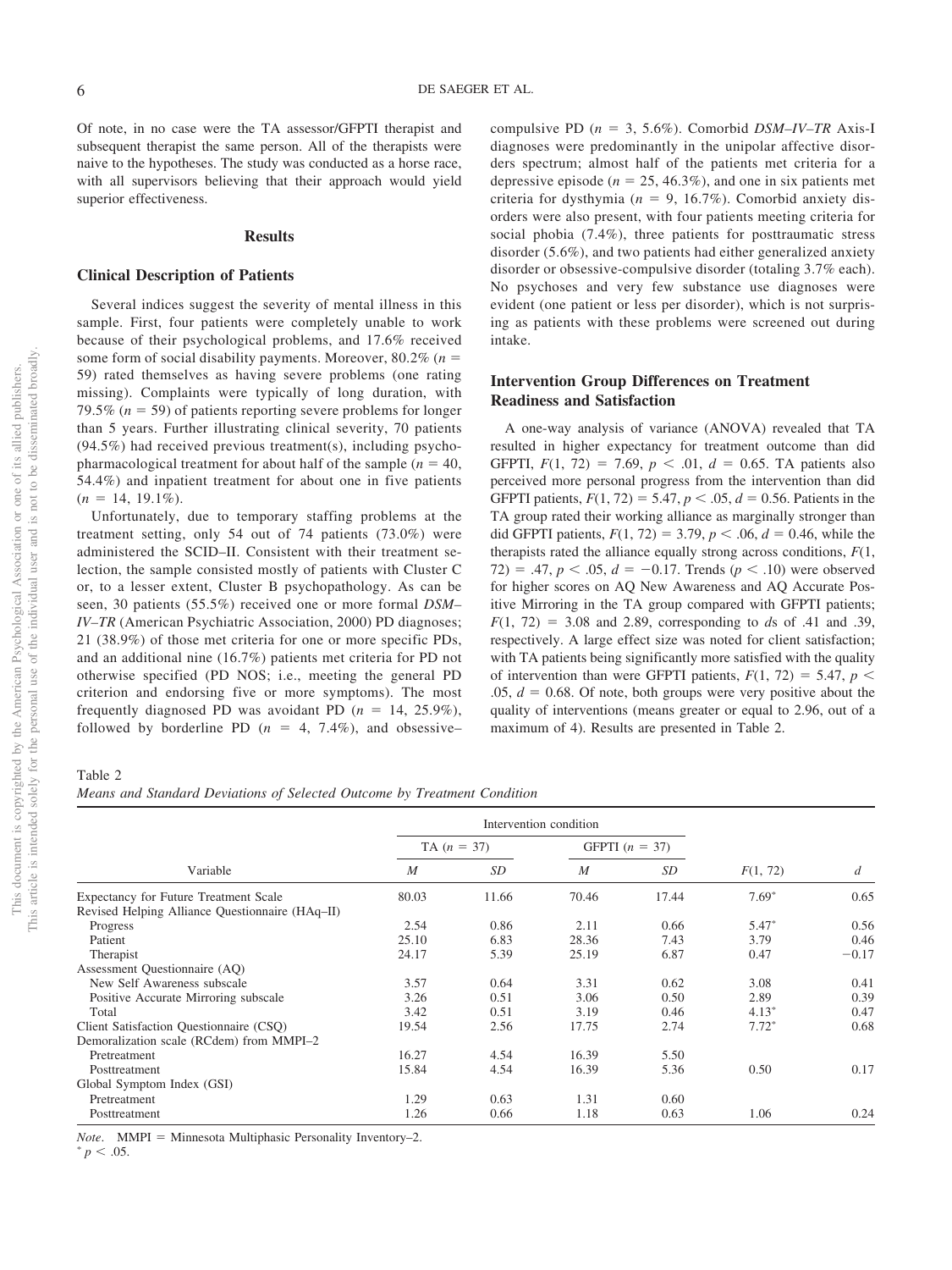Of note, in no case were the TA assessor/GFPTI therapist and subsequent therapist the same person. All of the therapists were naive to the hypotheses. The study was conducted as a horse race, with all supervisors believing that their approach would yield superior effectiveness.

## Results

### Clinical Description of Patients

Several indices suggest the severity of mental illness in this sample. First, four patients were completely unable to work because of their psychological problems, and 17.6% received some form of social disability payments. Moreover, 80.2% ($n = 59$) rated themselves as having severe problems (one rating missing). Complaints were typically of long duration, with 79.5% ($n = 59$) of patients reporting severe problems for longer than 5 years. Further illustrating clinical severity, 70 patients (94.5%) had received previous treatment(s), including psychopharmacological treatment for about half of the sample ($n = 40$, 54.4%) and inpatient treatment for about one in five patients ($n = 14$, 19.1%).

Unfortunately, due to temporary staffing problems at the treatment setting, only 54 out of 74 patients (73.0%) were administered the SCID–II. Consistent with their treatment selection, the sample consisted mostly of patients with Cluster C or, to a lesser extent, Cluster B psychopathology. As can be seen, 30 patients (55.5%) received one or more formal *DSM–IV–TR* (American Psychiatric Association, 2000) PD diagnoses; 21 (38.9%) of those met criteria for one or more specific PDs, and an additional nine (16.7%) patients met criteria for PD not otherwise specified (PD NOS; i.e., meeting the general PD criterion and endorsing five or more symptoms). The most frequently diagnosed PD was avoidant PD ($n = 14$, 25.9%), followed by borderline PD ($n = 4$, 7.4%), and obsessive–compulsive PD ($n = 3$, 5.6%). Comorbid *DSM–IV–TR* Axis-I diagnoses were predominantly in the unipolar affective disorders spectrum; almost half of the patients met criteria for a depressive episode ($n = 25$, 46.3%), and one in six patients met criteria for dysthymia ($n = 9$, 16.7%). Comorbid anxiety disorders were also present, with four patients meeting criteria for social phobia (7.4%), three patients for posttraumatic stress disorder (5.6%), and two patients had either generalized anxiety disorder or obsessive-compulsive disorder (totaling 3.7% each). No psychoses and very few substance use diagnoses were evident (one patient or less per disorder), which is not surprising as patients with these problems were screened out during intake.

### Intervention Group Differences on Treatment Readiness and Satisfaction

A one-way analysis of variance (ANOVA) revealed that TA resulted in higher expectancy for treatment outcome than did GFPTI, $F(1, 72) = 7.69$, $p < .01$, $d = 0.65$. TA patients also perceived more personal progress from the intervention than did GFPTI patients, $F(1, 72) = 5.47$, $p < .05$, $d = 0.56$. Patients in the TA group rated their working alliance as marginally stronger than did GFPTI patients, $F(1, 72) = 3.79$, $p < .06$, $d = 0.46$, while the therapists rated the alliance equally strong across conditions, $F(1, 72) = .47$, $p < .05$, $d = -0.17$. Trends ($p < .10$) were observed for higher scores on AQ New Awareness and AQ Accurate Positive Mirroring in the TA group compared with GFPTI patients; $F(1, 72) = 3.08$ and 2.89, corresponding to *d*s of .41 and .39, respectively. A large effect size was noted for client satisfaction; with TA patients being significantly more satisfied with the quality of intervention than were GFPTI patients, $F(1, 72) = 5.47$, $p < .05$, $d = 0.68$. Of note, both groups were very positive about the quality of interventions (means greater or equal to 2.96, out of a maximum of 4). Results are presented in Table 2.

Table 2
*Means and Standard Deviations of Selected Outcome by Treatment Condition*

| Variable | TA ($n = 37$) | | GFPTI ($n = 37$) | | $F(1, 72)$ | $d$ |
|---|---|---|---|---|---|---|
| | $M$ | $SD$ | $M$ | $SD$ | | |
| Expectancy for Future Treatment Scale | 80.03 | 11.66 | 70.46 | 17.44 | 7.69* | 0.65 |
| Revised Helping Alliance Questionnaire (HAq–II) | | | | | | |
| Progress | 2.54 | 0.86 | 2.11 | 0.66 | 5.47* | 0.56 |
| Patient | 25.10 | 6.83 | 28.36 | 7.43 | 3.79 | 0.46 |
| Therapist | 24.17 | 5.39 | 25.19 | 6.87 | 0.47 | −0.17 |
| Assessment Questionnaire (AQ) | | | | | | |
| New Self Awareness subscale | 3.57 | 0.64 | 3.31 | 0.62 | 3.08 | 0.41 |
| Positive Accurate Mirroring subscale | 3.26 | 0.51 | 3.06 | 0.50 | 2.89 | 0.39 |
| Total | 3.42 | 0.51 | 3.19 | 0.46 | 4.13* | 0.47 |
| Client Satisfaction Questionnaire (CSQ) | 19.54 | 2.56 | 17.75 | 2.74 | 7.72* | 0.68 |
| Demoralization scale (RCdem) from MMPI–2 | | | | | | |
| Pretreatment | 16.27 | 4.54 | 16.39 | 5.50 | | |
| Posttreatment | 15.84 | 4.54 | 16.39 | 5.36 | 0.50 | 0.17 |
| Global Symptom Index (GSI) | | | | | | |
| Pretreatment | 1.29 | 0.63 | 1.31 | 0.60 | | |
| Posttreatment | 1.26 | 0.66 | 1.18 | 0.63 | 1.06 | 0.24 |

*Note*. MMPI = Minnesota Multiphasic Personality Inventory–2.
* $p < .05$.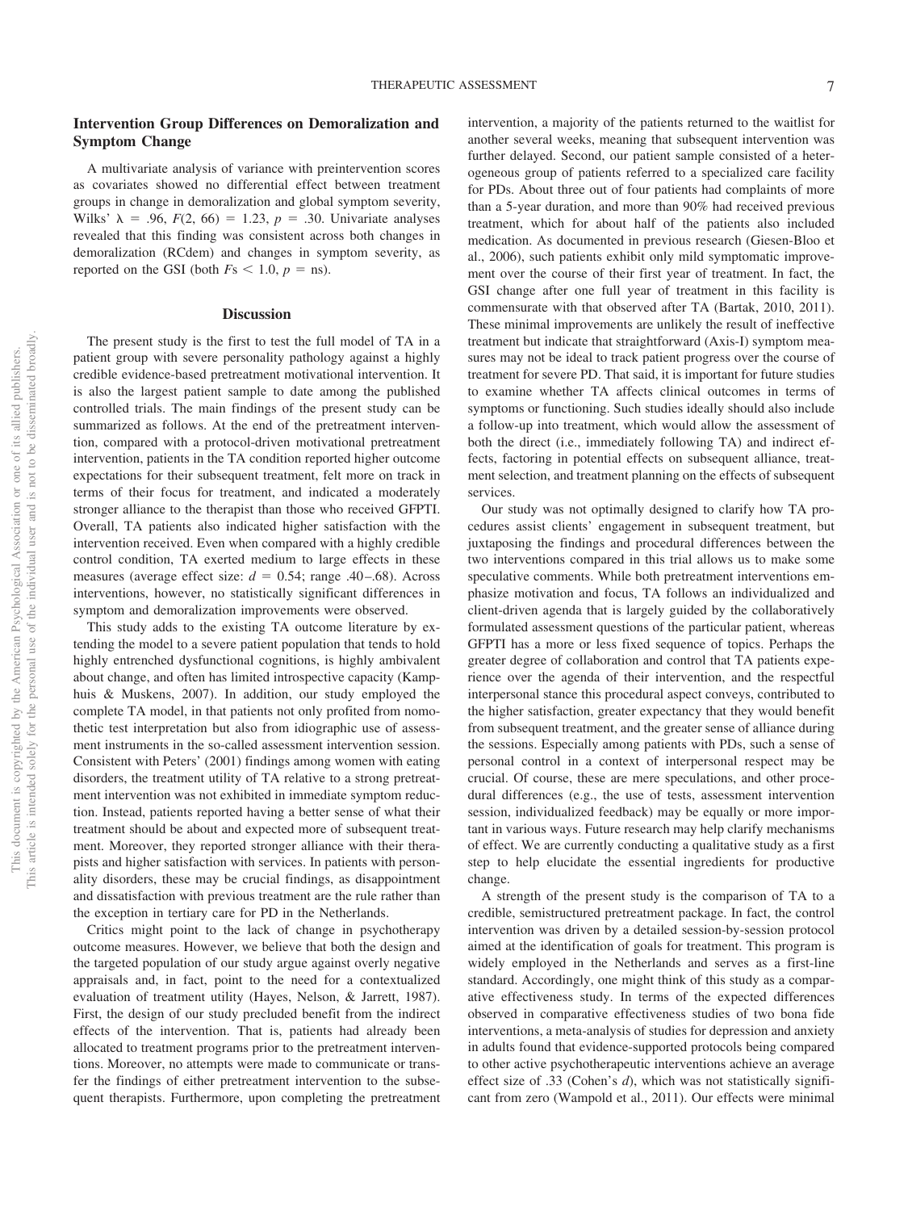## Intervention Group Differences on Demoralization and Symptom Change

A multivariate analysis of variance with preintervention scores as covariates showed no differential effect between treatment groups in change in demoralization and global symptom severity, Wilks' $\lambda = .96$, $F(2, 66) = 1.23$, $p = .30$. Univariate analyses revealed that this finding was consistent across both changes in demoralization (RCdem) and changes in symptom severity, as reported on the GSI (both $Fs < 1.0$, $p =$ ns).

# Discussion

The present study is the first to test the full model of TA in a patient group with severe personality pathology against a highly credible evidence-based pretreatment motivational intervention. It is also the largest patient sample to date among the published controlled trials. The main findings of the present study can be summarized as follows. At the end of the pretreatment intervention, compared with a protocol-driven motivational pretreatment intervention, patients in the TA condition reported higher outcome expectations for their subsequent treatment, felt more on track in terms of their focus for treatment, and indicated a moderately stronger alliance to the therapist than those who received GFPTI. Overall, TA patients also indicated higher satisfaction with the intervention received. Even when compared with a highly credible control condition, TA exerted medium to large effects in these measures (average effect size: $d = 0.54$; range .40–.68). Across interventions, however, no statistically significant differences in symptom and demoralization improvements were observed.

This study adds to the existing TA outcome literature by extending the model to a severe patient population that tends to hold highly entrenched dysfunctional cognitions, is highly ambivalent about change, and often has limited introspective capacity (Kamphuis & Muskens, 2007). In addition, our study employed the complete TA model, in that patients not only profited from nomothetic test interpretation but also from idiographic use of assessment instruments in the so-called assessment intervention session. Consistent with Peters' (2001) findings among women with eating disorders, the treatment utility of TA relative to a strong pretreatment intervention was not exhibited in immediate symptom reduction. Instead, patients reported having a better sense of what their treatment should be about and expected more of subsequent treatment. Moreover, they reported stronger alliance with their therapists and higher satisfaction with services. In patients with personality disorders, these may be crucial findings, as disappointment and dissatisfaction with previous treatment are the rule rather than the exception in tertiary care for PD in the Netherlands.

Critics might point to the lack of change in psychotherapy outcome measures. However, we believe that both the design and the targeted population of our study argue against overly negative appraisals and, in fact, point to the need for a contextualized evaluation of treatment utility (Hayes, Nelson, & Jarrett, 1987). First, the design of our study precluded benefit from the indirect effects of the intervention. That is, patients had already been allocated to treatment programs prior to the pretreatment interventions. Moreover, no attempts were made to communicate or transfer the findings of either pretreatment intervention to the subsequent therapists. Furthermore, upon completing the pretreatment intervention, a majority of the patients returned to the waitlist for another several weeks, meaning that subsequent intervention was further delayed. Second, our patient sample consisted of a heterogeneous group of patients referred to a specialized care facility for PDs. About three out of four patients had complaints of more than a 5-year duration, and more than 90% had received previous treatment, which for about half of the patients also included medication. As documented in previous research (Giesen-Bloo et al., 2006), such patients exhibit only mild symptomatic improvement over the course of their first year of treatment. In fact, the GSI change after one full year of treatment in this facility is commensurate with that observed after TA (Bartak, 2010, 2011). These minimal improvements are unlikely the result of ineffective treatment but indicate that straightforward (Axis-I) symptom measures may not be ideal to track patient progress over the course of treatment for severe PD. That said, it is important for future studies to examine whether TA affects clinical outcomes in terms of symptoms or functioning. Such studies ideally should also include a follow-up into treatment, which would allow the assessment of both the direct (i.e., immediately following TA) and indirect effects, factoring in potential effects on subsequent alliance, treatment selection, and treatment planning on the effects of subsequent services.

Our study was not optimally designed to clarify how TA procedures assist clients' engagement in subsequent treatment, but juxtaposing the findings and procedural differences between the two interventions compared in this trial allows us to make some speculative comments. While both pretreatment interventions emphasize motivation and focus, TA follows an individualized and client-driven agenda that is largely guided by the collaboratively formulated assessment questions of the particular patient, whereas GFPTI has a more or less fixed sequence of topics. Perhaps the greater degree of collaboration and control that TA patients experience over the agenda of their intervention, and the respectful interpersonal stance this procedural aspect conveys, contributed to the higher satisfaction, greater expectancy that they would benefit from subsequent treatment, and the greater sense of alliance during the sessions. Especially among patients with PDs, such a sense of personal control in a context of interpersonal respect may be crucial. Of course, these are mere speculations, and other procedural differences (e.g., the use of tests, assessment intervention session, individualized feedback) may be equally or more important in various ways. Future research may help clarify mechanisms of effect. We are currently conducting a qualitative study as a first step to help elucidate the essential ingredients for productive change.

A strength of the present study is the comparison of TA to a credible, semistructured pretreatment package. In fact, the control intervention was driven by a detailed session-by-session protocol aimed at the identification of goals for treatment. This program is widely employed in the Netherlands and serves as a first-line standard. Accordingly, one might think of this study as a comparative effectiveness study. In terms of the expected differences observed in comparative effectiveness studies of two bona fide interventions, a meta-analysis of studies for depression and anxiety in adults found that evidence-supported protocols being compared to other active psychotherapeutic interventions achieve an average effect size of .33 (Cohen's *d*), which was not statistically significant from zero (Wampold et al., 2011). Our effects were minimal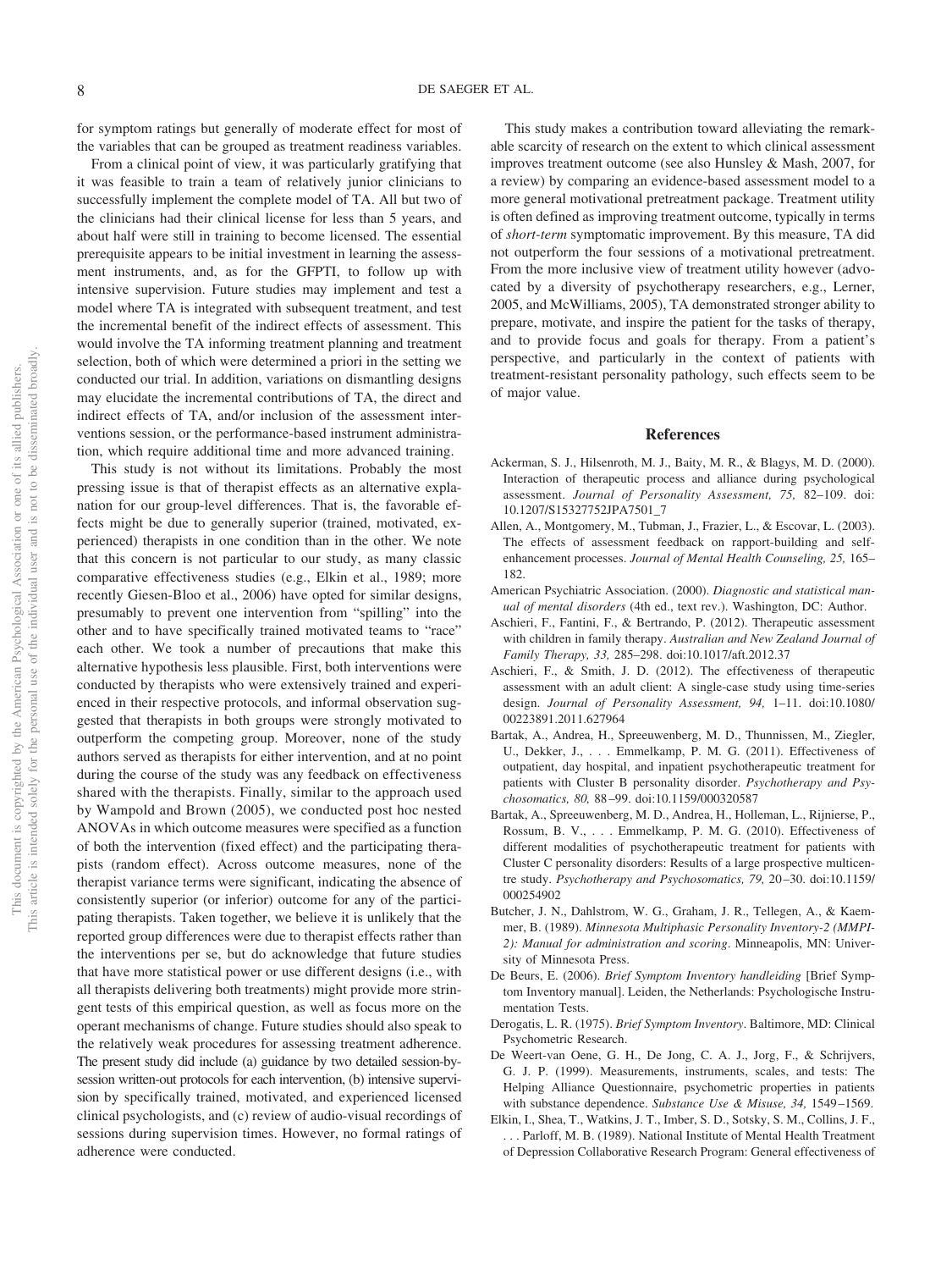for symptom ratings but generally of moderate effect for most of the variables that can be grouped as treatment readiness variables.

From a clinical point of view, it was particularly gratifying that it was feasible to train a team of relatively junior clinicians to successfully implement the complete model of TA. All but two of the clinicians had their clinical license for less than 5 years, and about half were still in training to become licensed. The essential prerequisite appears to be initial investment in learning the assessment instruments, and, as for the GFPTI, to follow up with intensive supervision. Future studies may implement and test a model where TA is integrated with subsequent treatment, and test the incremental benefit of the indirect effects of assessment. This would involve the TA informing treatment planning and treatment selection, both of which were determined a priori in the setting we conducted our trial. In addition, variations on dismantling designs may elucidate the incremental contributions of TA, the direct and indirect effects of TA, and/or inclusion of the assessment interventions session, or the performance-based instrument administration, which require additional time and more advanced training.

This study is not without its limitations. Probably the most pressing issue is that of therapist effects as an alternative explanation for our group-level differences. That is, the favorable effects might be due to generally superior (trained, motivated, experienced) therapists in one condition than in the other. We note that this concern is not particular to our study, as many classic comparative effectiveness studies (e.g., Elkin et al., 1989; more recently Giesen-Bloo et al., 2006) have opted for similar designs, presumably to prevent one intervention from "spilling" into the other and to have specifically trained motivated teams to "race" each other. We took a number of precautions that make this alternative hypothesis less plausible. First, both interventions were conducted by therapists who were extensively trained and experienced in their respective protocols, and informal observation suggested that therapists in both groups were strongly motivated to outperform the competing group. Moreover, none of the study authors served as therapists for either intervention, and at no point during the course of the study was any feedback on effectiveness shared with the therapists. Finally, similar to the approach used by Wampold and Brown (2005), we conducted post hoc nested ANOVAs in which outcome measures were specified as a function of both the intervention (fixed effect) and the participating therapists (random effect). Across outcome measures, none of the therapist variance terms were significant, indicating the absence of consistently superior (or inferior) outcome for any of the participating therapists. Taken together, we believe it is unlikely that the reported group differences were due to therapist effects rather than the interventions per se, but do acknowledge that future studies that have more statistical power or use different designs (i.e., with all therapists delivering both treatments) might provide more stringent tests of this empirical question, as well as focus more on the operant mechanisms of change. Future studies should also speak to the relatively weak procedures for assessing treatment adherence. The present study did include (a) guidance by two detailed session-by-session written-out protocols for each intervention, (b) intensive supervision by specifically trained, motivated, and experienced licensed clinical psychologists, and (c) review of audio-visual recordings of sessions during supervision times. However, no formal ratings of adherence were conducted.

This study makes a contribution toward alleviating the remarkable scarcity of research on the extent to which clinical assessment improves treatment outcome (see also Hunsley & Mash, 2007, for a review) by comparing an evidence-based assessment model to a more general motivational pretreatment package. Treatment utility is often defined as improving treatment outcome, typically in terms of *short-term* symptomatic improvement. By this measure, TA did not outperform the four sessions of a motivational pretreatment. From the more inclusive view of treatment utility however (advocated by a diversity of psychotherapy researchers, e.g., Lerner, 2005, and McWilliams, 2005), TA demonstrated stronger ability to prepare, motivate, and inspire the patient for the tasks of therapy, and to provide focus and goals for therapy. From a patient's perspective, and particularly in the context of patients with treatment-resistant personality pathology, such effects seem to be of major value.

## References

Ackerman, S. J., Hilsenroth, M. J., Baity, M. R., & Blagys, M. D. (2000). Interaction of therapeutic process and alliance during psychological assessment. *Journal of Personality Assessment, 75,* 82–109. doi: 10.1207/S15327752JPA7501_7

Allen, A., Montgomery, M., Tubman, J., Frazier, L., & Escovar, L. (2003). The effects of assessment feedback on rapport-building and self-enhancement processes. *Journal of Mental Health Counseling, 25,* 165–182.

American Psychiatric Association. (2000). *Diagnostic and statistical manual of mental disorders* (4th ed., text rev.). Washington, DC: Author.

Aschieri, F., Fantini, F., & Bertrando, P. (2012). Therapeutic assessment with children in family therapy. *Australian and New Zealand Journal of Family Therapy, 33,* 285–298. doi:10.1017/aft.2012.37

Aschieri, F., & Smith, J. D. (2012). The effectiveness of therapeutic assessment with an adult client: A single-case study using time-series design. *Journal of Personality Assessment, 94,* 1–11. doi:10.1080/00223891.2011.627964

Bartak, A., Andrea, H., Spreeuwenberg, M. D., Thunnissen, M., Ziegler, U., Dekker, J., . . . Emmelkamp, P. M. G. (2011). Effectiveness of outpatient, day hospital, and inpatient psychotherapeutic treatment for patients with Cluster B personality disorder. *Psychotherapy and Psychosomatics, 80,* 88–99. doi:10.1159/000320587

Bartak, A., Spreeuwenberg, M. D., Andrea, H., Holleman, L., Rijnierse, P., Rossum, B. V., . . . Emmelkamp, P. M. G. (2010). Effectiveness of different modalities of psychotherapeutic treatment for patients with Cluster C personality disorders: Results of a large prospective multicentre study. *Psychotherapy and Psychosomatics, 79,* 20–30. doi:10.1159/000254902

Butcher, J. N., Dahlstrom, W. G., Graham, J. R., Tellegen, A., & Kaemmer, B. (1989). *Minnesota Multiphasic Personality Inventory-2 (MMPI-2): Manual for administration and scoring*. Minneapolis, MN: University of Minnesota Press.

De Beurs, E. (2006). *Brief Symptom Inventory handleiding* [Brief Symptom Inventory manual]. Leiden, the Netherlands: Psychologische Instrumentation Tests.

Derogatis, L. R. (1975). *Brief Symptom Inventory*. Baltimore, MD: Clinical Psychometric Research.

De Weert-van Oene, G. H., De Jong, C. A. J., Jorg, F., & Schrijvers, G. J. P. (1999). Measurements, instruments, scales, and tests: The Helping Alliance Questionnaire, psychometric properties in patients with substance dependence. *Substance Use & Misuse, 34,* 1549–1569.

Elkin, I., Shea, T., Watkins, J. T., Imber, S. D., Sotsky, S. M., Collins, J. F., . . . Parloff, M. B. (1989). National Institute of Mental Health Treatment of Depression Collaborative Research Program: General effectiveness of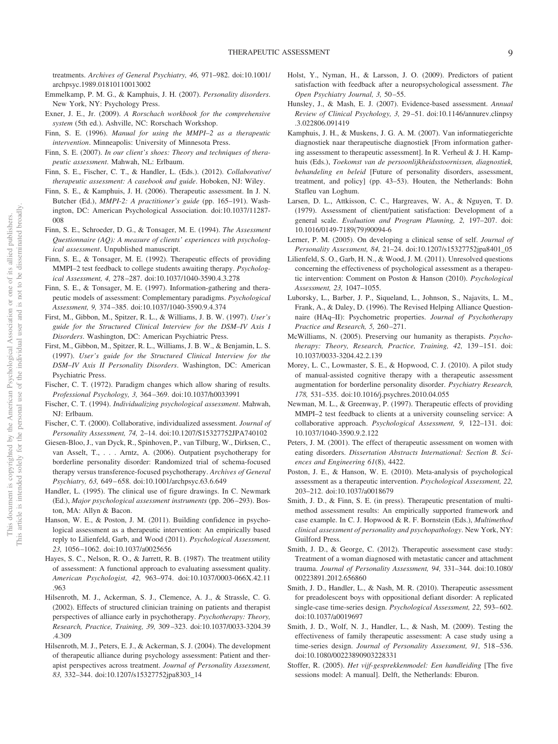treatments. *Archives of General Psychiatry, 46,* 971–982. doi:10.1001/archpsyc.1989.01810110013002

Emmelkamp, P. M. G., & Kamphuis, J. H. (2007). *Personality disorders*. New York, NY: Psychology Press.

Exner, J. E., Jr. (2009). *A Rorschach workbook for the comprehensive system* (5th ed.). Ashville, NC: Rorschach Workshop.

Finn, S. E. (1996). *Manual for using the MMPI–2 as a therapeutic intervention*. Minneapolis: University of Minnesota Press.

Finn, S. E. (2007). *In our client's shoes: Theory and techniques of therapeutic assessment*. Mahwah, NL: Erlbaum.

Finn, S. E., Fischer, C. T., & Handler, L. (Eds.). (2012). *Collaborative/therapeutic assessment: A casebook and guide*. Hoboken, NJ: Wiley.

Finn, S. E., & Kamphuis, J. H. (2006). Therapeutic assessment. In J. N. Butcher (Ed.), *MMPI-2: A practitioner's guide* (pp. 165–191). Washington, DC: American Psychological Association. doi:10.1037/11287-008

Finn, S. E., Schroeder, D. G., & Tonsager, M. E. (1994). *The Assessment Questionnaire (AQ): A measure of clients' experiences with psychological assessment*. Unpublished manuscript.

Finn, S. E., & Tonsager, M. E. (1992). Therapeutic effects of providing MMPI–2 test feedback to college students awaiting therapy. *Psychological Assessment, 4,* 278–287. doi:10.1037/1040-3590.4.3.278

Finn, S. E., & Tonsager, M. E. (1997). Information-gathering and therapeutic models of assessment: Complementary paradigms. *Psychological Assessment, 9,* 374–385. doi:10.1037/1040-3590.9.4.374

First, M., Gibbon, M., Spitzer, R. L., & Williams, J. B. W. (1997). *User's guide for the Structured Clinical Interview for the DSM–IV Axis I Disorders*. Washington, DC: American Psychiatric Press.

First, M., Gibbon, M., Spitzer, R. L., Williams, J. B. W., & Benjamin, L. S. (1997). *User's guide for the Structured Clinical Interview for the DSM–IV Axis II Personality Disorders*. Washington, DC: American Psychiatric Press.

Fischer, C. T. (1972). Paradigm changes which allow sharing of results. *Professional Psychology, 3,* 364–369. doi:10.1037/h0033991

Fischer, C. T. (1994). *Individualizing psychological assessment*. Mahwah, NJ: Erlbaum.

Fischer, C. T. (2000). Collaborative, individualized assessment. *Journal of Personality Assessment, 74,* 2–14. doi:10.1207/S15327752JPA740102

Giesen-Bloo, J., van Dyck, R., Spinhoven, P., van Tilburg, W., Dirksen, C., van Asselt, T., . . . Arntz, A. (2006). Outpatient psychotherapy for borderline personality disorder: Randomized trial of schema-focused therapy versus transference-focused psychotherapy. *Archives of General Psychiatry, 63,* 649–658. doi:10.1001/archpsyc.63.6.649

Handler, L. (1995). The clinical use of figure drawings. In C. Newmark (Ed.), *Major psychological assessment instruments* (pp. 206–293). Boston, MA: Allyn & Bacon.

Hanson, W. E., & Poston, J. M. (2011). Building confidence in psychological assessment as a therapeutic intervention: An empirically based reply to Lilienfeld, Garb, and Wood (2011). *Psychological Assessment, 23,* 1056–1062. doi:10.1037/a0025656

Hayes, S. C., Nelson, R. O., & Jarrett, R. B. (1987). The treatment utility of assessment: A functional approach to evaluating assessment quality. *American Psychologist, 42,* 963–974. doi:10.1037/0003-066X.42.11.963

Hilsenroth, M. J., Ackerman, S. J., Clemence, A. J., & Strassle, C. G. (2002). Effects of structured clinician training on patients and therapist perspectives of alliance early in psychotherapy. *Psychotherapy: Theory, Research, Practice, Training, 39,* 309–323. doi:10.1037/0033-3204.39.4.309

Hilsenroth, M. J., Peters, E. J., & Ackerman, S. J. (2004). The development of therapeutic alliance during psychology assessment: Patient and therapist perspectives across treatment. *Journal of Personality Assessment, 83,* 332–344. doi:10.1207/s15327752jpa8303_14

Holst, Y., Nyman, H., & Larsson, J. O. (2009). Predictors of patient satisfaction with feedback after a neuropsychological assessment. *The Open Psychiatry Journal, 3,* 50–55.

Hunsley, J., & Mash, E. J. (2007). Evidence-based assessment. *Annual Review of Clinical Psychology, 3,* 29–51. doi:10.1146/annurev.clinpsy.3.022806.091419

Kamphuis, J. H., & Muskens, J. G. A. M. (2007). Van informatiegerichte diagnostiek naar therapeutische diagnostiek [From information gathering assessment to therapeutic assessment]. In R. Verheul & J. H. Kamphuis (Eds.), *Toekomst van de persoonlijkheidsstoornissen, diagnostiek, behandeling en beleid* [Future of personality disorders, assessment, treatment, and policy] (pp. 43–53). Houten, the Netherlands: Bohn Stafleu van Loghum.

Larsen, D. L., Attkisson, C. C., Hargreaves, W. A., & Nguyen, T. D. (1979). Assessment of client/patient satisfaction: Development of a general scale. *Evaluation and Program Planning, 2,* 197–207. doi:10.1016/0149-7189(79)90094-6

Lerner, P. M. (2005). On developing a clinical sense of self. *Journal of Personality Assessment, 84,* 21–24. doi:10.1207/s15327752jpa8401_05

Lilienfeld, S. O., Garb, H. N., & Wood, J. M. (2011). Unresolved questions concerning the effectiveness of psychological assessment as a therapeutic intervention: Comment on Poston & Hanson (2010). *Psychological Assessment, 23,* 1047–1055.

Luborsky, L., Barber, J. P., Siqueland, L., Johnson, S., Najavits, L. M., Frank, A., & Daley, D. (1996). The Revised Helping Alliance Questionnaire (HAq–II): Psychometric properties. *Journal of Psychotherapy Practice and Research, 5,* 260–271.

McWilliams, N. (2005). Preserving our humanity as therapists. *Psychotherapy: Theory, Research, Practice, Training, 42,* 139–151. doi:10.1037/0033-3204.42.2.139

Morey, L. C., Lowmaster, S. E., & Hopwood, C. J. (2010). A pilot study of manual-assisted cognitive therapy with a therapeutic assessment augmentation for borderline personality disorder. *Psychiatry Research, 178,* 531–535. doi:10.1016/j.psychres.2010.04.055

Newman, M. L., & Greenway, P. (1997). Therapeutic effects of providing MMPI–2 test feedback to clients at a university counseling service: A collaborative approach. *Psychological Assessment, 9,* 122–131. doi:10.1037/1040-3590.9.2.122

Peters, J. M. (2001). The effect of therapeutic assessment on women with eating disorders. *Dissertation Abstracts International: Section B. Sciences and Engineering 61*(8), 4422.

Poston, J. E., & Hanson, W. E. (2010). Meta-analysis of psychological assessment as a therapeutic intervention. *Psychological Assessment, 22,* 203–212. doi:10.1037/a0018679

Smith, J. D., & Finn, S. E. (in press). Therapeutic presentation of multimethod assessment results: An empirically supported framework and case example. In C. J. Hopwood & R. F. Bornstein (Eds.), *Multimethod clinical assessment of personality and psychopathology*. New York, NY: Guilford Press.

Smith, J. D., & George, C. (2012). Therapeutic assessment case study: Treatment of a woman diagnosed with metastatic cancer and attachment trauma. *Journal of Personality Assessment, 94,* 331–344. doi:10.1080/00223891.2012.656860

Smith, J. D., Handler, L., & Nash, M. R. (2010). Therapeutic assessment for preadolescent boys with oppositional defiant disorder: A replicated single-case time-series design. *Psychological Assessment, 22,* 593–602. doi:10.1037/a0019697

Smith, J. D., Wolf, N. J., Handler, L., & Nash, M. (2009). Testing the effectiveness of family therapeutic assessment: A case study using a time-series design. *Journal of Personality Assessment, 91,* 518–536. doi:10.1080/00223890903228331

Stoffer, R. (2005). *Het vijf-gesprekkenmodel: Een handleiding* [The five sessions model: A manual]. Delft, the Netherlands: Eburon.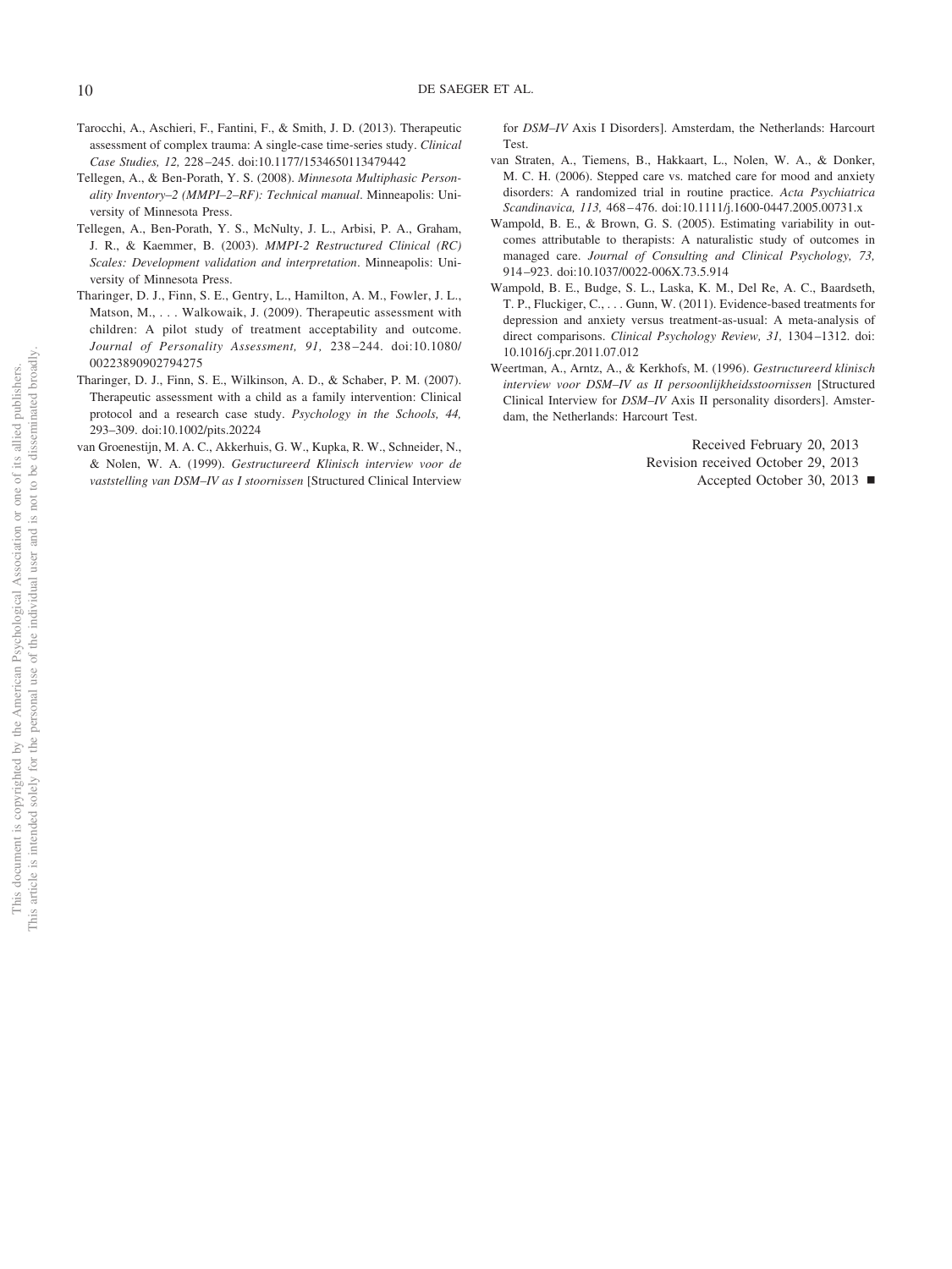Tarocchi, A., Aschieri, F., Fantini, F., & Smith, J. D. (2013). Therapeutic assessment of complex trauma: A single-case time-series study. *Clinical Case Studies, 12,* 228–245. doi:10.1177/1534650113479442

Tellegen, A., & Ben-Porath, Y. S. (2008). *Minnesota Multiphasic Personality Inventory–2 (MMPI–2–RF): Technical manual*. Minneapolis: University of Minnesota Press.

Tellegen, A., Ben-Porath, Y. S., McNulty, J. L., Arbisi, P. A., Graham, J. R., & Kaemmer, B. (2003). *MMPI-2 Restructured Clinical (RC) Scales: Development validation and interpretation*. Minneapolis: University of Minnesota Press.

Tharinger, D. J., Finn, S. E., Gentry, L., Hamilton, A. M., Fowler, J. L., Matson, M., . . . Walkowaik, J. (2009). Therapeutic assessment with children: A pilot study of treatment acceptability and outcome. *Journal of Personality Assessment, 91,* 238–244. doi:10.1080/00223890902794275

Tharinger, D. J., Finn, S. E., Wilkinson, A. D., & Schaber, P. M. (2007). Therapeutic assessment with a child as a family intervention: Clinical protocol and a research case study. *Psychology in the Schools, 44,* 293–309. doi:10.1002/pits.20224

van Groenestijn, M. A. C., Akkerhuis, G. W., Kupka, R. W., Schneider, N., & Nolen, W. A. (1999). *Gestructureerd Klinisch interview voor de vaststelling van DSM–IV as I stoornissen* [Structured Clinical Interview for *DSM–IV* Axis I Disorders]. Amsterdam, the Netherlands: Harcourt Test.

van Straten, A., Tiemens, B., Hakkaart, L., Nolen, W. A., & Donker, M. C. H. (2006). Stepped care vs. matched care for mood and anxiety disorders: A randomized trial in routine practice. *Acta Psychiatrica Scandinavica, 113,* 468–476. doi:10.1111/j.1600-0447.2005.00731.x

Wampold, B. E., & Brown, G. S. (2005). Estimating variability in outcomes attributable to therapists: A naturalistic study of outcomes in managed care. *Journal of Consulting and Clinical Psychology, 73,* 914–923. doi:10.1037/0022-006X.73.5.914

Wampold, B. E., Budge, S. L., Laska, K. M., Del Re, A. C., Baardseth, T. P., Fluckiger, C., . . . Gunn, W. (2011). Evidence-based treatments for depression and anxiety versus treatment-as-usual: A meta-analysis of direct comparisons. *Clinical Psychology Review, 31,* 1304–1312. doi:10.1016/j.cpr.2011.07.012

Weertman, A., Arntz, A., & Kerkhofs, M. (1996). *Gestructureerd klinisch interview voor DSM–IV as II persoonlijkheidsstoornissen* [Structured Clinical Interview for *DSM–IV* Axis II personality disorders]. Amsterdam, the Netherlands: Harcourt Test.

Received February 20, 2013
Revision received October 29, 2013
Accepted October 30, 2013 ■